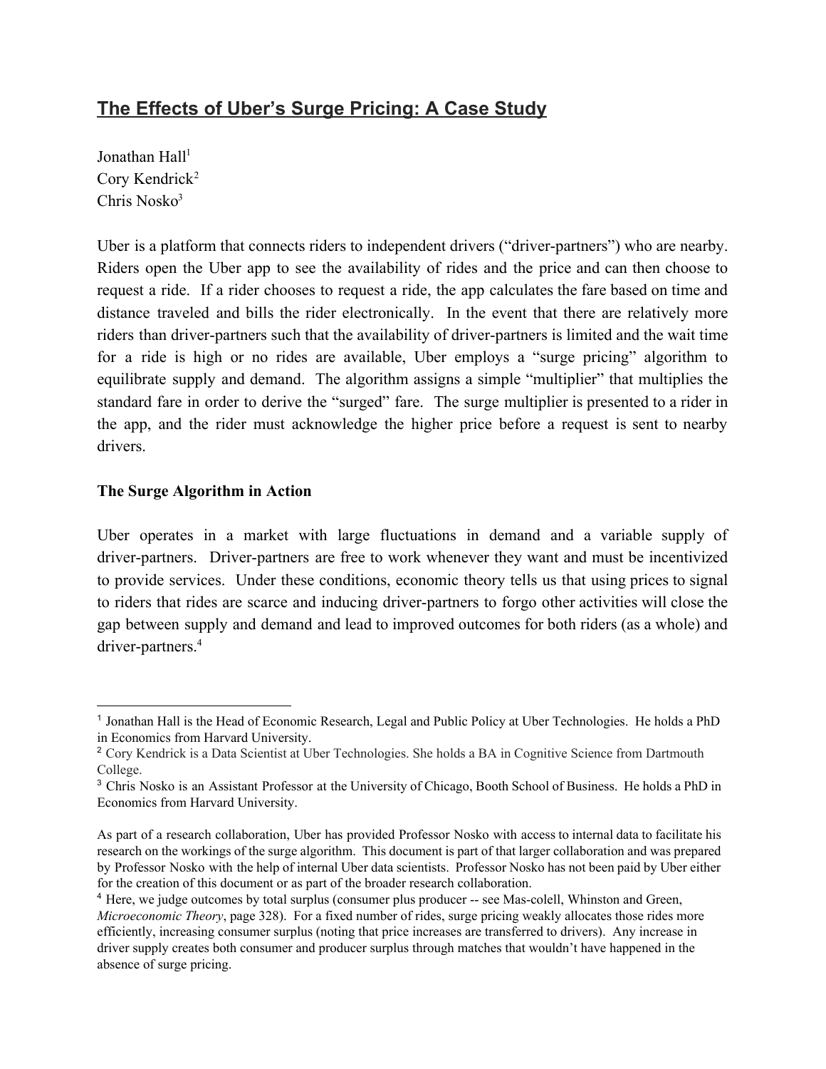# The Effects of Uber's Surge Pricing: A Case Study

Jonathan Hall[1]
Cory Kendrick[2]
Chris Nosko[3]

Uber is a platform that connects riders to independent drivers ("driver-partners") who are nearby. Riders open the Uber app to see the availability of rides and the price and can then choose to request a ride. If a rider chooses to request a ride, the app calculates the fare based on time and distance traveled and bills the rider electronically. In the event that there are relatively more riders than driver-partners such that the availability of driver-partners is limited and the wait time for a ride is high or no rides are available, Uber employs a "surge pricing" algorithm to equilibrate supply and demand. The algorithm assigns a simple "multiplier" that multiplies the standard fare in order to derive the "surged" fare. The surge multiplier is presented to a rider in the app, and the rider must acknowledge the higher price before a request is sent to nearby drivers.

### The Surge Algorithm in Action

Uber operates in a market with large fluctuations in demand and a variable supply of driver-partners. Driver-partners are free to work whenever they want and must be incentivized to provide services. Under these conditions, economic theory tells us that using prices to signal to riders that rides are scarce and inducing driver-partners to forgo other activities will close the gap between supply and demand and lead to improved outcomes for both riders (as a whole) and driver-partners.[4]

---

[1] Jonathan Hall is the Head of Economic Research, Legal and Public Policy at Uber Technologies. He holds a PhD in Economics from Harvard University.

[2] Cory Kendrick is a Data Scientist at Uber Technologies. She holds a BA in Cognitive Science from Dartmouth College.

[3] Chris Nosko is an Assistant Professor at the University of Chicago, Booth School of Business. He holds a PhD in Economics from Harvard University.

As part of a research collaboration, Uber has provided Professor Nosko with access to internal data to facilitate his research on the workings of the surge algorithm. This document is part of that larger collaboration and was prepared by Professor Nosko with the help of internal Uber data scientists. Professor Nosko has not been paid by Uber either for the creation of this document or as part of the broader research collaboration.

[4] Here, we judge outcomes by total surplus (consumer plus producer -- see Mas-colell, Whinston and Green, *Microeconomic Theory*, page 328). For a fixed number of rides, surge pricing weakly allocates those rides more efficiently, increasing consumer surplus (noting that price increases are transferred to drivers). Any increase in driver supply creates both consumer and producer surplus through matches that wouldn't have happened in the absence of surge pricing.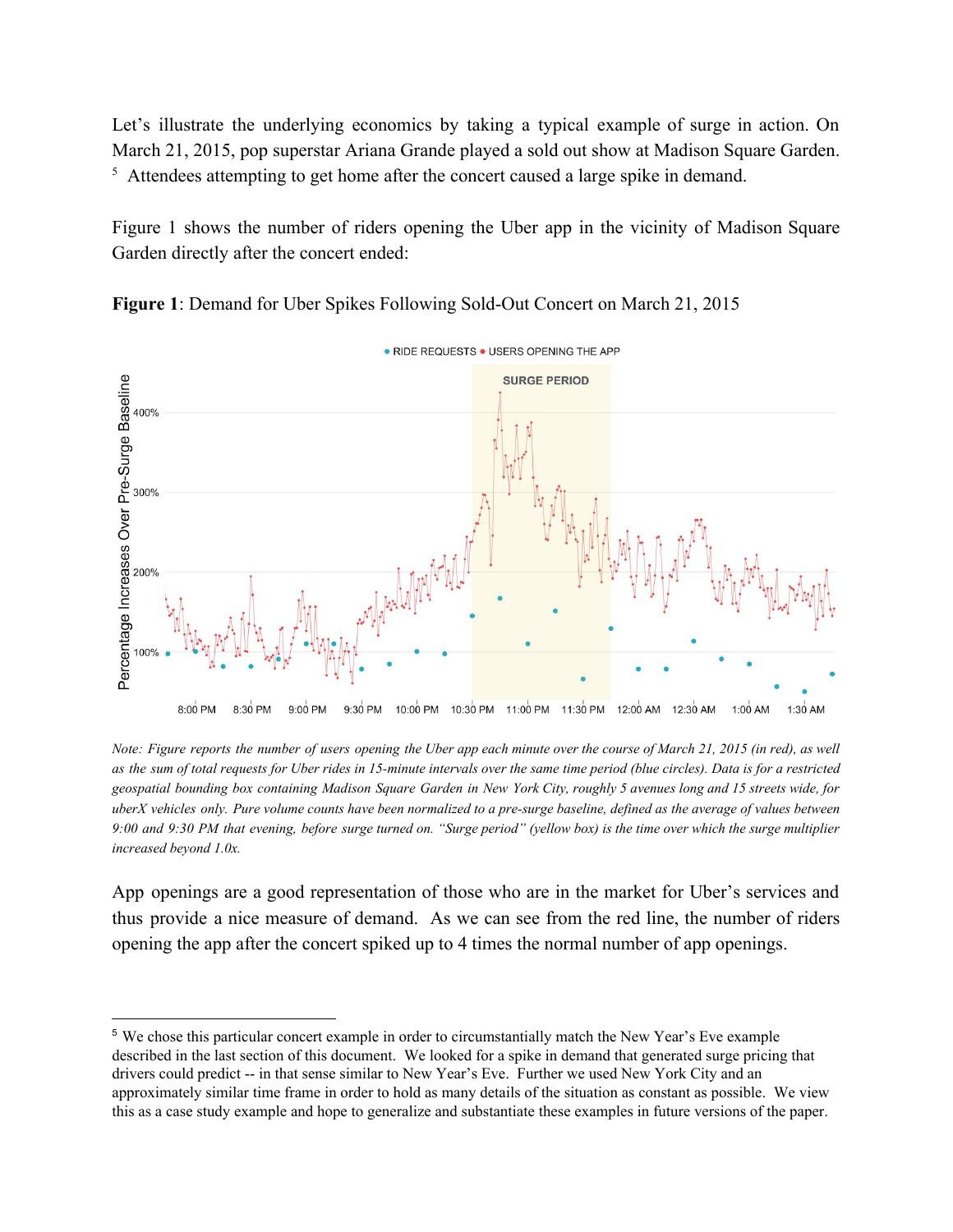Let's illustrate the underlying economics by taking a typical example of surge in action. On March 21, 2015, pop superstar Ariana Grande played a sold out show at Madison Square Garden. [5] Attendees attempting to get home after the concert caused a large spike in demand.

Figure 1 shows the number of riders opening the Uber app in the vicinity of Madison Square Garden directly after the concert ended:

**Figure 1**: Demand for Uber Spikes Following Sold-Out Concert on March 21, 2015

*Note: Figure reports the number of users opening the Uber app each minute over the course of March 21, 2015 (in red), as well as the sum of total requests for Uber rides in 15-minute intervals over the same time period (blue circles). Data is for a restricted geospatial bounding box containing Madison Square Garden in New York City, roughly 5 avenues long and 15 streets wide, for uberX vehicles only. Pure volume counts have been normalized to a pre-surge baseline, defined as the average of values between 9:00 and 9:30 PM that evening, before surge turned on. "Surge period" (yellow box) is the time over which the surge multiplier increased beyond 1.0x.*

App openings are a good representation of those who are in the market for Uber's services and thus provide a nice measure of demand. As we can see from the red line, the number of riders opening the app after the concert spiked up to 4 times the normal number of app openings.

[5] We chose this particular concert example in order to circumstantially match the New Year's Eve example described in the last section of this document. We looked for a spike in demand that generated surge pricing that drivers could predict -- in that sense similar to New Year's Eve. Further we used New York City and an approximately similar time frame in order to hold as many details of the situation as constant as possible. We view this as a case study example and hope to generalize and substantiate these examples in future versions of the paper.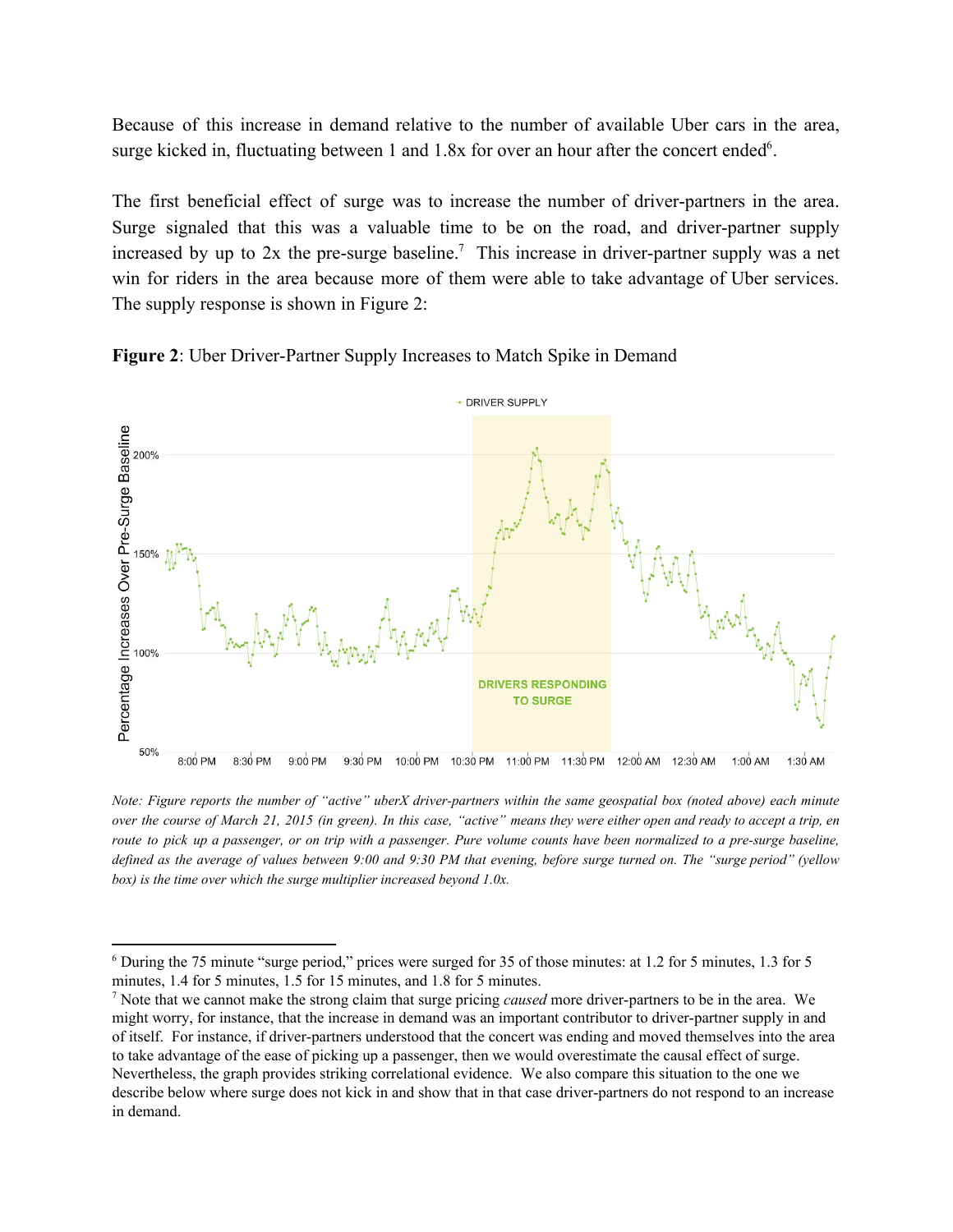Because of this increase in demand relative to the number of available Uber cars in the area, surge kicked in, fluctuating between 1 and 1.8x for over an hour after the concert ended[6].

The first beneficial effect of surge was to increase the number of driver-partners in the area. Surge signaled that this was a valuable time to be on the road, and driver-partner supply increased by up to 2x the pre-surge baseline.[7] This increase in driver-partner supply was a net win for riders in the area because more of them were able to take advantage of Uber services. The supply response is shown in Figure 2:

**Figure 2**: Uber Driver-Partner Supply Increases to Match Spike in Demand

*Note: Figure reports the number of "active" uberX driver-partners within the same geospatial box (noted above) each minute over the course of March 21, 2015 (in green). In this case, "active" means they were either open and ready to accept a trip, en route to pick up a passenger, or on trip with a passenger. Pure volume counts have been normalized to a pre-surge baseline, defined as the average of values between 9:00 and 9:30 PM that evening, before surge turned on. The "surge period" (yellow box) is the time over which the surge multiplier increased beyond 1.0x.*

---

[6] During the 75 minute "surge period," prices were surged for 35 of those minutes: at 1.2 for 5 minutes, 1.3 for 5 minutes, 1.4 for 5 minutes, 1.5 for 15 minutes, and 1.8 for 5 minutes.

[7] Note that we cannot make the strong claim that surge pricing *caused* more driver-partners to be in the area. We might worry, for instance, that the increase in demand was an important contributor to driver-partner supply in and of itself. For instance, if driver-partners understood that the concert was ending and moved themselves into the area to take advantage of the ease of picking up a passenger, then we would overestimate the causal effect of surge. Nevertheless, the graph provides striking correlational evidence. We also compare this situation to the one we describe below where surge does not kick in and show that in that case driver-partners do not respond to an increase in demand.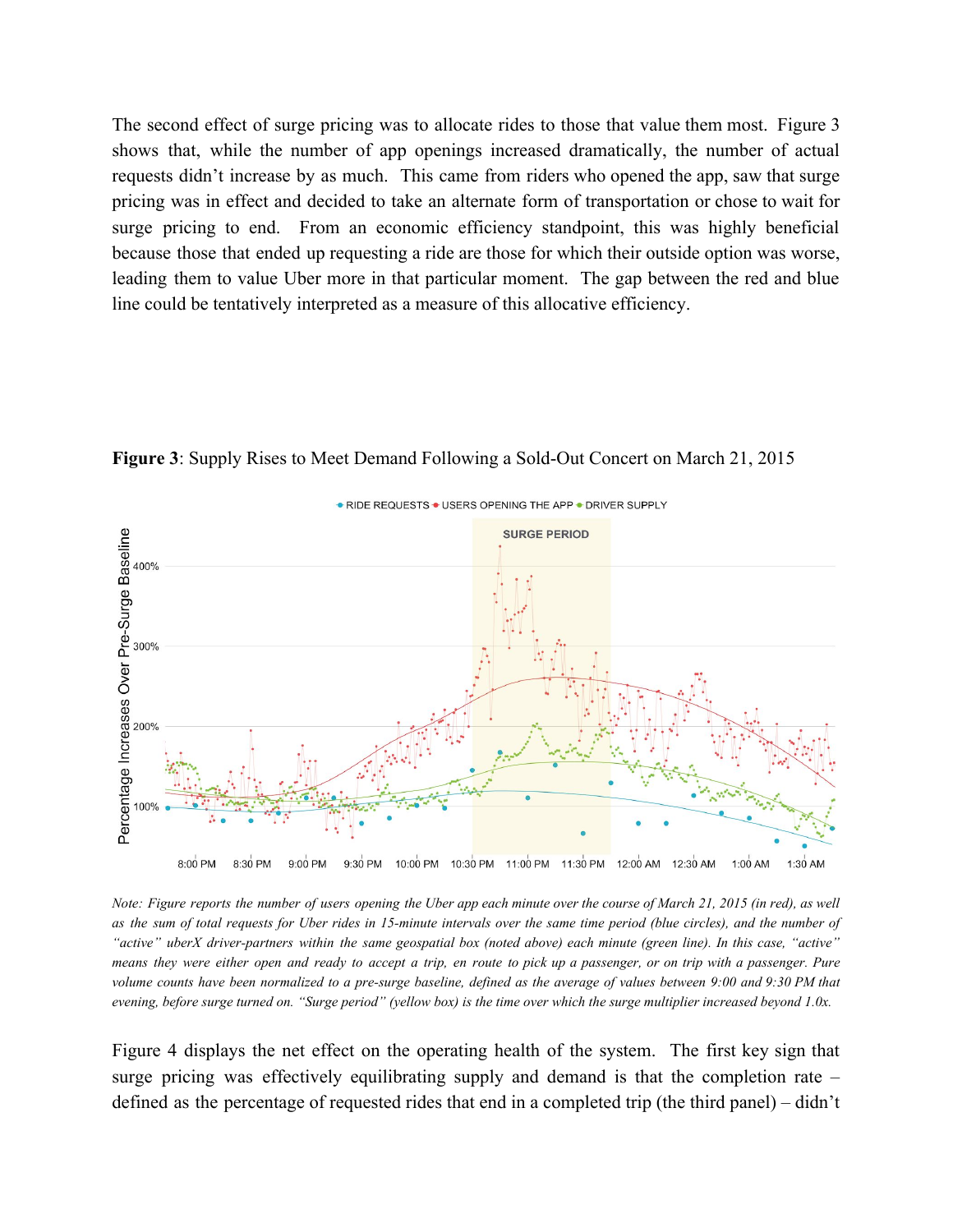The second effect of surge pricing was to allocate rides to those that value them most. Figure 3 shows that, while the number of app openings increased dramatically, the number of actual requests didn't increase by as much. This came from riders who opened the app, saw that surge pricing was in effect and decided to take an alternate form of transportation or chose to wait for surge pricing to end. From an economic efficiency standpoint, this was highly beneficial because those that ended up requesting a ride are those for which their outside option was worse, leading them to value Uber more in that particular moment. The gap between the red and blue line could be tentatively interpreted as a measure of this allocative efficiency.

**Figure 3**: Supply Rises to Meet Demand Following a Sold-Out Concert on March 21, 2015

*Note: Figure reports the number of users opening the Uber app each minute over the course of March 21, 2015 (in red), as well as the sum of total requests for Uber rides in 15-minute intervals over the same time period (blue circles), and the number of "active" uberX driver-partners within the same geospatial box (noted above) each minute (green line). In this case, "active" means they were either open and ready to accept a trip, en route to pick up a passenger, or on trip with a passenger. Pure volume counts have been normalized to a pre-surge baseline, defined as the average of values between 9:00 and 9:30 PM that evening, before surge turned on. "Surge period" (yellow box) is the time over which the surge multiplier increased beyond 1.0x.*

Figure 4 displays the net effect on the operating health of the system. The first key sign that surge pricing was effectively equilibrating supply and demand is that the completion rate – defined as the percentage of requested rides that end in a completed trip (the third panel) – didn't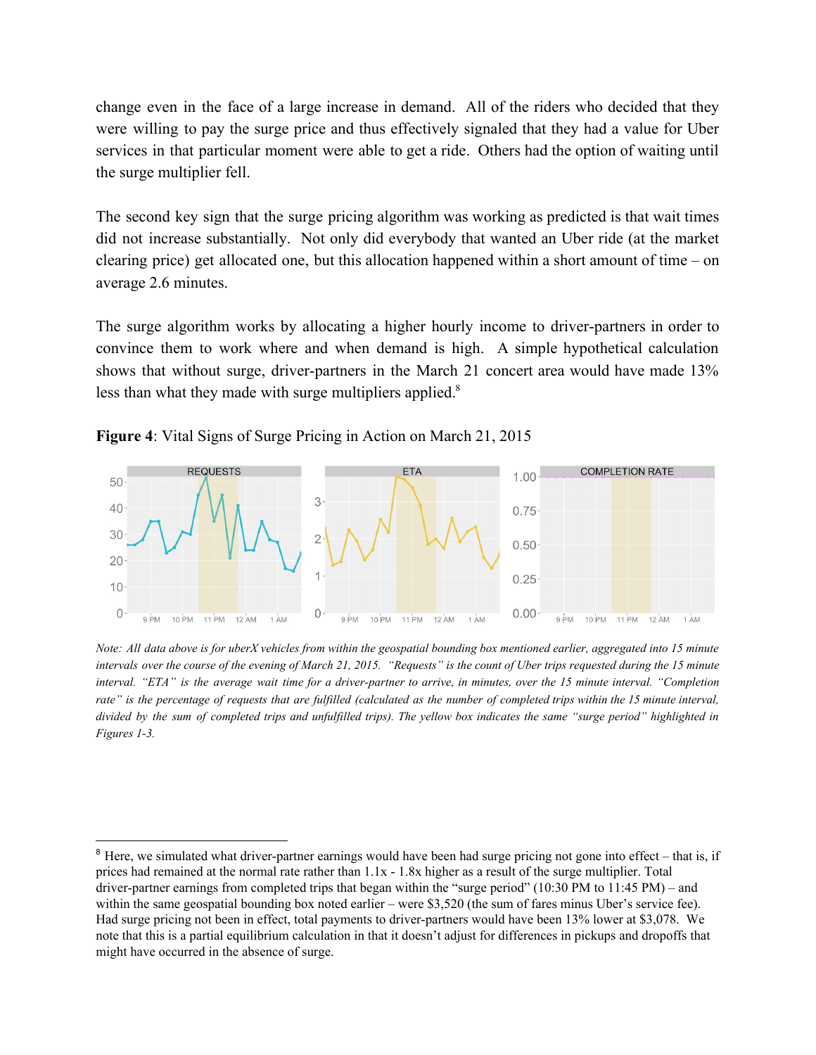change even in the face of a large increase in demand. All of the riders who decided that they were willing to pay the surge price and thus effectively signaled that they had a value for Uber services in that particular moment were able to get a ride. Others had the option of waiting until the surge multiplier fell.

The second key sign that the surge pricing algorithm was working as predicted is that wait times did not increase substantially. Not only did everybody that wanted an Uber ride (at the market clearing price) get allocated one, but this allocation happened within a short amount of time – on average 2.6 minutes.

The surge algorithm works by allocating a higher hourly income to driver-partners in order to convince them to work where and when demand is high. A simple hypothetical calculation shows that without surge, driver-partners in the March 21 concert area would have made 13% less than what they made with surge multipliers applied.[8]

**Figure 4**: Vital Signs of Surge Pricing in Action on March 21, 2015

*Note: All data above is for uberX vehicles from within the geospatial bounding box mentioned earlier, aggregated into 15 minute intervals over the course of the evening of March 21, 2015. "Requests" is the count of Uber trips requested during the 15 minute interval. "ETA" is the average wait time for a driver-partner to arrive, in minutes, over the 15 minute interval. "Completion rate" is the percentage of requests that are fulfilled (calculated as the number of completed trips within the 15 minute interval, divided by the sum of completed trips and unfulfilled trips). The yellow box indicates the same "surge period" highlighted in Figures 1-3.*

---

[8] Here, we simulated what driver-partner earnings would have been had surge pricing not gone into effect – that is, if prices had remained at the normal rate rather than 1.1x - 1.8x higher as a result of the surge multiplier. Total driver-partner earnings from completed trips that began within the "surge period" (10:30 PM to 11:45 PM) – and within the same geospatial bounding box noted earlier – were $3,520 (the sum of fares minus Uber's service fee). Had surge pricing not been in effect, total payments to driver-partners would have been 13% lower at $3,078. We note that this is a partial equilibrium calculation in that it doesn't adjust for differences in pickups and dropoffs that might have occurred in the absence of surge.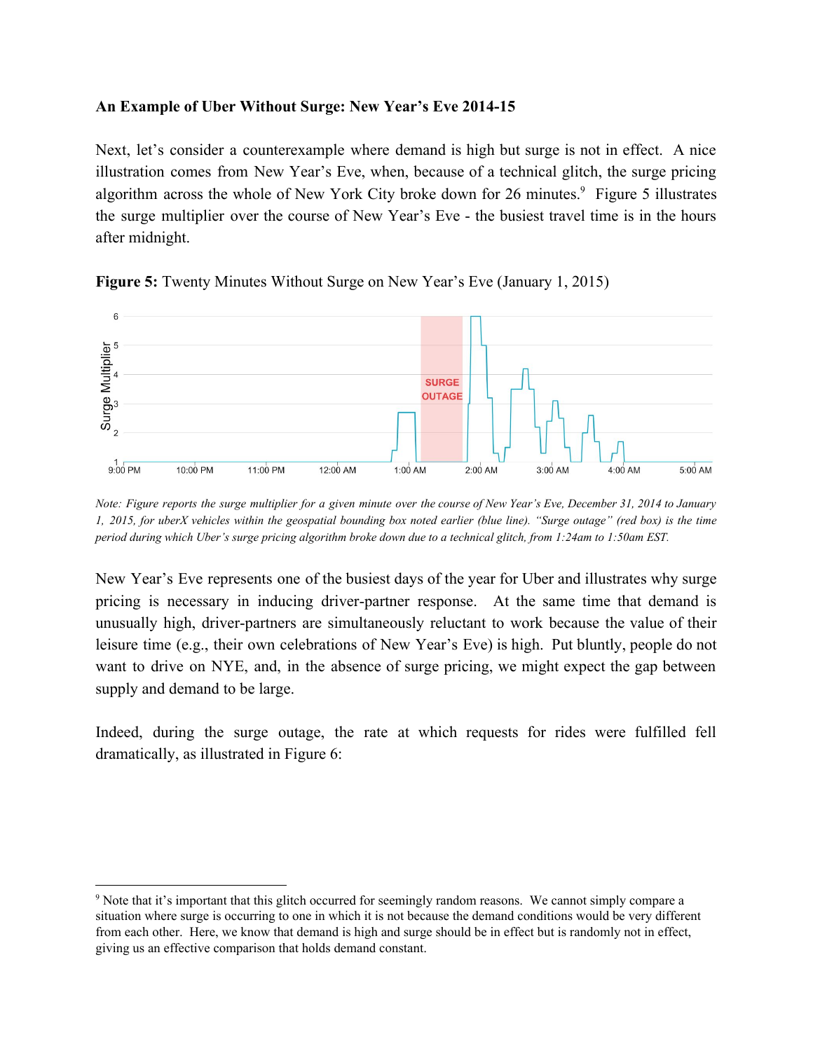**An Example of Uber Without Surge: New Year's Eve 2014-15**

Next, let's consider a counterexample where demand is high but surge is not in effect. A nice illustration comes from New Year's Eve, when, because of a technical glitch, the surge pricing algorithm across the whole of New York City broke down for 26 minutes.[9] Figure 5 illustrates the surge multiplier over the course of New Year's Eve - the busiest travel time is in the hours after midnight.

**Figure 5:** Twenty Minutes Without Surge on New Year's Eve (January 1, 2015)

*Note: Figure reports the surge multiplier for a given minute over the course of New Year's Eve, December 31, 2014 to January 1, 2015, for uberX vehicles within the geospatial bounding box noted earlier (blue line). "Surge outage" (red box) is the time period during which Uber's surge pricing algorithm broke down due to a technical glitch, from 1:24am to 1:50am EST.*

New Year's Eve represents one of the busiest days of the year for Uber and illustrates why surge pricing is necessary in inducing driver-partner response. At the same time that demand is unusually high, driver-partners are simultaneously reluctant to work because the value of their leisure time (e.g., their own celebrations of New Year's Eve) is high. Put bluntly, people do not want to drive on NYE, and, in the absence of surge pricing, we might expect the gap between supply and demand to be large.

Indeed, during the surge outage, the rate at which requests for rides were fulfilled fell dramatically, as illustrated in Figure 6:

[9] Note that it's important that this glitch occurred for seemingly random reasons. We cannot simply compare a situation where surge is occurring to one in which it is not because the demand conditions would be very different from each other. Here, we know that demand is high and surge should be in effect but is randomly not in effect, giving us an effective comparison that holds demand constant.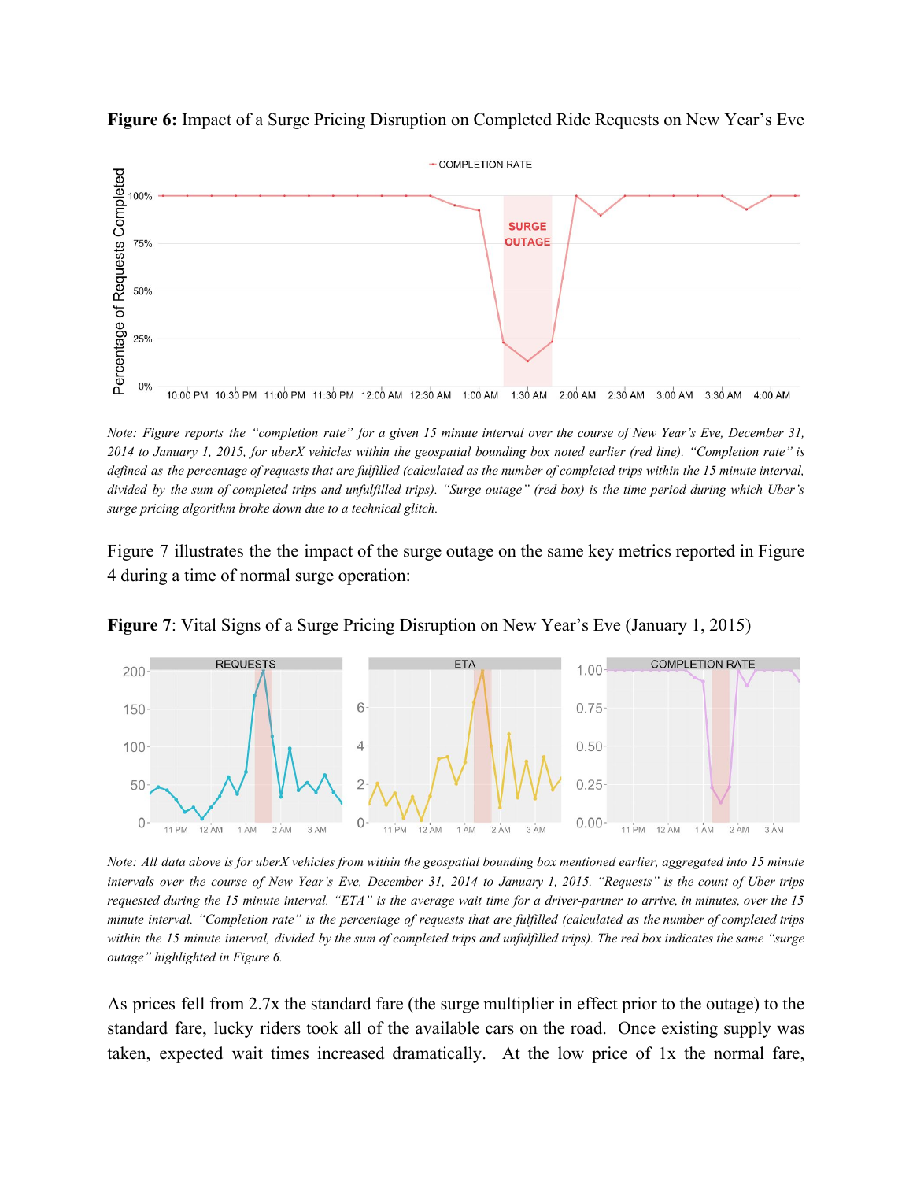**Figure 6:** Impact of a Surge Pricing Disruption on Completed Ride Requests on New Year's Eve

*Note: Figure reports the "completion rate" for a given 15 minute interval over the course of New Year's Eve, December 31, 2014 to January 1, 2015, for uberX vehicles within the geospatial bounding box noted earlier (red line). "Completion rate" is defined as the percentage of requests that are fulfilled (calculated as the number of completed trips within the 15 minute interval, divided by the sum of completed trips and unfulfilled trips). "Surge outage" (red box) is the time period during which Uber's surge pricing algorithm broke down due to a technical glitch.*

Figure 7 illustrates the the impact of the surge outage on the same key metrics reported in Figure 4 during a time of normal surge operation:

**Figure 7**: Vital Signs of a Surge Pricing Disruption on New Year's Eve (January 1, 2015)

*Note: All data above is for uberX vehicles from within the geospatial bounding box mentioned earlier, aggregated into 15 minute intervals over the course of New Year's Eve, December 31, 2014 to January 1, 2015. "Requests" is the count of Uber trips requested during the 15 minute interval. "ETA" is the average wait time for a driver-partner to arrive, in minutes, over the 15 minute interval. "Completion rate" is the percentage of requests that are fulfilled (calculated as the number of completed trips within the 15 minute interval, divided by the sum of completed trips and unfulfilled trips). The red box indicates the same "surge outage" highlighted in Figure 6.*

As prices fell from 2.7x the standard fare (the surge multiplier in effect prior to the outage) to the standard fare, lucky riders took all of the available cars on the road. Once existing supply was taken, expected wait times increased dramatically. At the low price of 1x the normal fare,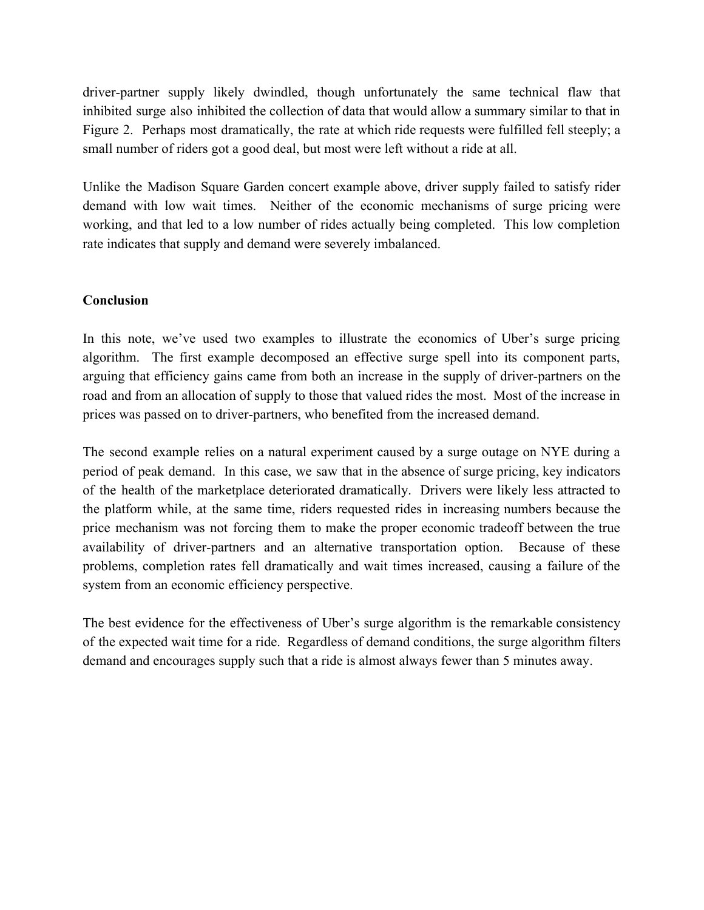driver-partner supply likely dwindled, though unfortunately the same technical flaw that inhibited surge also inhibited the collection of data that would allow a summary similar to that in Figure 2. Perhaps most dramatically, the rate at which ride requests were fulfilled fell steeply; a small number of riders got a good deal, but most were left without a ride at all.

Unlike the Madison Square Garden concert example above, driver supply failed to satisfy rider demand with low wait times. Neither of the economic mechanisms of surge pricing were working, and that led to a low number of rides actually being completed. This low completion rate indicates that supply and demand were severely imbalanced.

## Conclusion

In this note, we've used two examples to illustrate the economics of Uber's surge pricing algorithm. The first example decomposed an effective surge spell into its component parts, arguing that efficiency gains came from both an increase in the supply of driver-partners on the road and from an allocation of supply to those that valued rides the most. Most of the increase in prices was passed on to driver-partners, who benefited from the increased demand.

The second example relies on a natural experiment caused by a surge outage on NYE during a period of peak demand. In this case, we saw that in the absence of surge pricing, key indicators of the health of the marketplace deteriorated dramatically. Drivers were likely less attracted to the platform while, at the same time, riders requested rides in increasing numbers because the price mechanism was not forcing them to make the proper economic tradeoff between the true availability of driver-partners and an alternative transportation option. Because of these problems, completion rates fell dramatically and wait times increased, causing a failure of the system from an economic efficiency perspective.

The best evidence for the effectiveness of Uber's surge algorithm is the remarkable consistency of the expected wait time for a ride. Regardless of demand conditions, the surge algorithm filters demand and encourages supply such that a ride is almost always fewer than 5 minutes away.